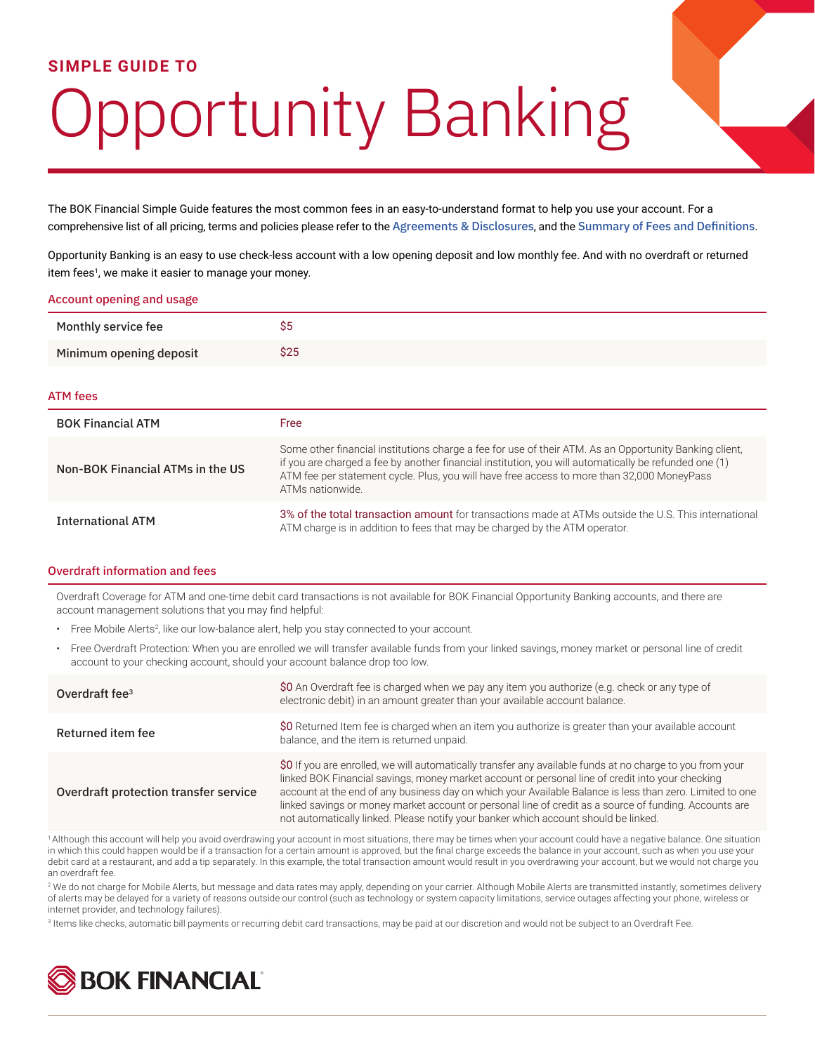**SIMPLE GUIDE TO**

# Opportunity Banking

The BOK Financial Simple Guide features the most common fees in an easy-to-understand format to help you use your account. For a comprehensive list of all pricing, terms and policies please refer to the Agreements & Disclosures, and the Summary of Fees and Definitions.

Opportunity Banking is an easy to use check-less account with a low opening deposit and low monthly fee. And with no overdraft or returned item fees[1], we make it easier to manage your money.

## Account opening and usage

| | |
|---|---|
| Monthly service fee | $5 |
| Minimum opening deposit | $25 |

## ATM fees

| | |
|---|---|
| BOK Financial ATM | Free |
| Non-BOK Financial ATMs in the US | Some other financial institutions charge a fee for use of their ATM. As an Opportunity Banking client, if you are charged a fee by another financial institution, you will automatically be refunded one (1) ATM fee per statement cycle. Plus, you will have free access to more than 32,000 MoneyPass ATMs nationwide. |
| International ATM | 3% of the total transaction amount for transactions made at ATMs outside the U.S. This international ATM charge is in addition to fees that may be charged by the ATM operator. |

## Overdraft information and fees

Overdraft Coverage for ATM and one-time debit card transactions is not available for BOK Financial Opportunity Banking accounts, and there are account management solutions that you may find helpful:

- Free Mobile Alerts[2], like our low-balance alert, help you stay connected to your account.
- Free Overdraft Protection: When you are enrolled we will transfer available funds from your linked savings, money market or personal line of credit account to your checking account, should your account balance drop too low.

| | |
|---|---|
| Overdraft fee[3] | $0 An Overdraft fee is charged when we pay any item you authorize (e.g. check or any type of electronic debit) in an amount greater than your available account balance. |
| Returned item fee | $0 Returned Item fee is charged when an item you authorize is greater than your available account balance, and the item is returned unpaid. |
| Overdraft protection transfer service | $0 If you are enrolled, we will automatically transfer any available funds at no charge to you from your linked BOK Financial savings, money market account or personal line of credit into your checking account at the end of any business day on which your Available Balance is less than zero. Limited to one linked savings or money market account or personal line of credit as a source of funding. Accounts are not automatically linked. Please notify your banker which account should be linked. |

[1] Although this account will help you avoid overdrawing your account in most situations, there may be times when your account could have a negative balance. One situation in which this could happen would be if a transaction for a certain amount is approved, but the final charge exceeds the balance in your account, such as when you use your debit card at a restaurant, and add a tip separately. In this example, the total transaction amount would result in you overdrawing your account, but we would not charge you an overdraft fee.

[2] We do not charge for Mobile Alerts, but message and data rates may apply, depending on your carrier. Although Mobile Alerts are transmitted instantly, sometimes delivery of alerts may be delayed for a variety of reasons outside our control (such as technology or system capacity limitations, service outages affecting your phone, wireless or internet provider, and technology failures).

[3] Items like checks, automatic bill payments or recurring debit card transactions, may be paid at our discretion and would not be subject to an Overdraft Fee.

BOK FINANCIAL®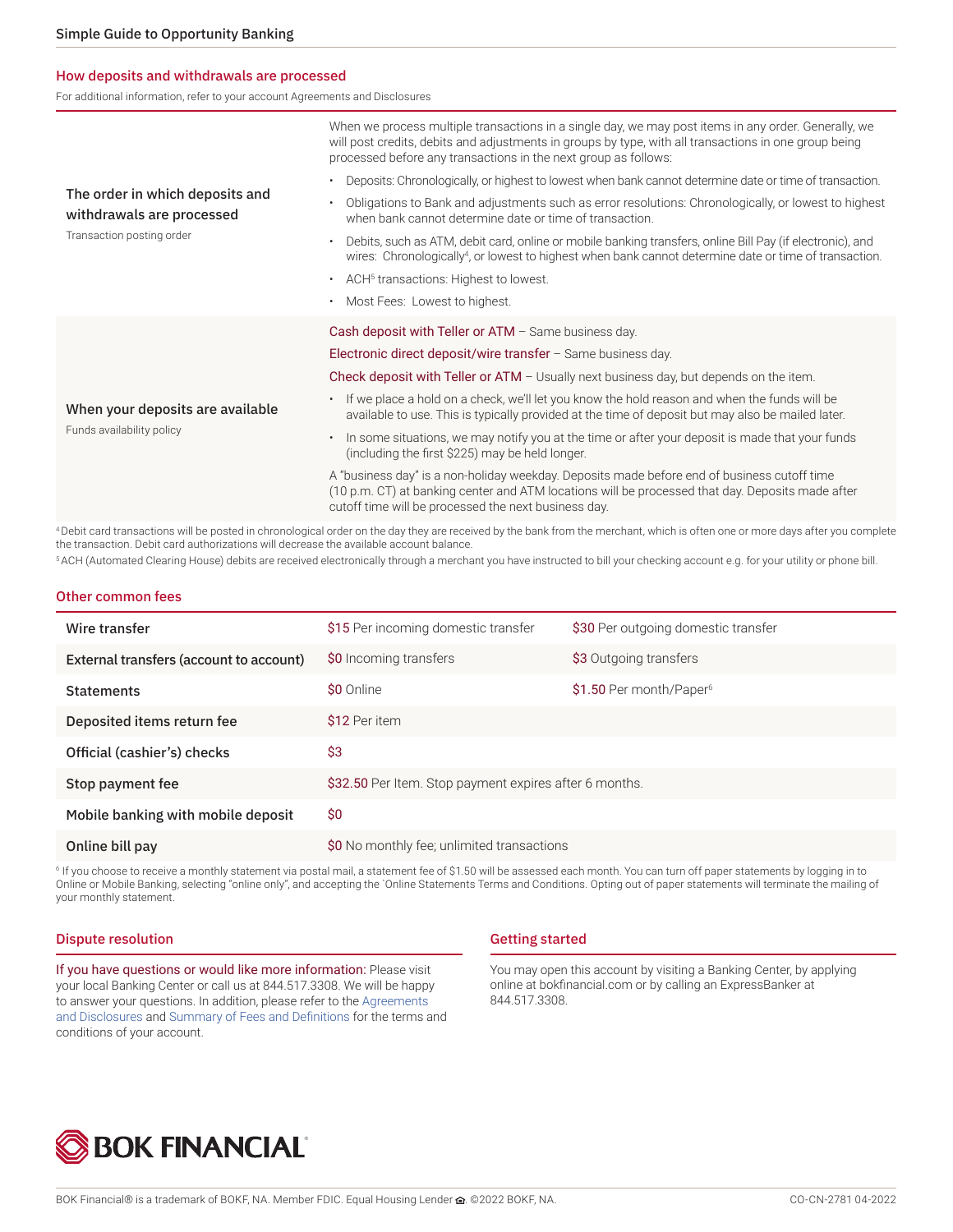## How deposits and withdrawals are processed

For additional information, refer to your account Agreements and Disclosures

| | |
|---|---|
| **The order in which deposits and withdrawals are processed**<br>Transaction posting order | When we process multiple transactions in a single day, we may post items in any order. Generally, we will post credits, debits and adjustments in groups by type, with all transactions in one group being processed before any transactions in the next group as follows:<br>• Deposits: Chronologically, or highest to lowest when bank cannot determine date or time of transaction.<br>• Obligations to Bank and adjustments such as error resolutions: Chronologically, or lowest to highest when bank cannot determine date or time of transaction.<br>• Debits, such as ATM, debit card, online or mobile banking transfers, online Bill Pay (if electronic), and wires: Chronologically[4], or lowest to highest when bank cannot determine date or time of transaction.<br>• ACH[5] transactions: Highest to lowest.<br>• Most Fees: Lowest to highest. |
| **When your deposits are available**<br>Funds availability policy | Cash deposit with Teller or ATM – Same business day.<br>Electronic direct deposit/wire transfer – Same business day.<br>Check deposit with Teller or ATM – Usually next business day, but depends on the item.<br>• If we place a hold on a check, we'll let you know the hold reason and when the funds will be available to use. This is typically provided at the time of deposit but may also be mailed later.<br>• In some situations, we may notify you at the time or after your deposit is made that your funds (including the first $225) may be held longer.<br>A "business day" is a non-holiday weekday. Deposits made before end of business cutoff time (10 p.m. CT) at banking center and ATM locations will be processed that day. Deposits made after cutoff time will be processed the next business day. |

[4] Debit card transactions will be posted in chronological order on the day they are received by the bank from the merchant, which is often one or more days after you complete the transaction. Debit card authorizations will decrease the available account balance.

[5] ACH (Automated Clearing House) debits are received electronically through a merchant you have instructed to bill your checking account e.g. for your utility or phone bill.

## Other common fees

| | | |
|---|---|---|
| **Wire transfer** | $15 Per incoming domestic transfer | $30 Per outgoing domestic transfer |
| **External transfers (account to account)** | $0 Incoming transfers | $3 Outgoing transfers |
| **Statements** | $0 Online | $1.50 Per month/Paper[6] |
| **Deposited items return fee** | $12 Per item | |
| **Official (cashier's) checks** | $3 | |
| **Stop payment fee** | $32.50 Per Item. Stop payment expires after 6 months. | |
| **Mobile banking with mobile deposit** | $0 | |
| **Online bill pay** | $0 No monthly fee; unlimited transactions | |

[6] If you choose to receive a monthly statement via postal mail, a statement fee of $1.50 will be assessed each month. You can turn off paper statements by logging in to Online or Mobile Banking, selecting "online only", and accepting the `Online Statements Terms and Conditions. Opting out of paper statements will terminate the mailing of your monthly statement.

## Dispute resolution

If you have questions or would like more information: Please visit your local Banking Center or call us at 844.517.3308. We will be happy to answer your questions. In addition, please refer to the Agreements and Disclosures and Summary of Fees and Definitions for the terms and conditions of your account.

## Getting started

You may open this account by visiting a Banking Center, by applying online at bokfinancial.com or by calling an ExpressBanker at 844.517.3308.

BOK FINANCIAL®

BOK Financial® is a trademark of BOKF, NA. Member FDIC. Equal Housing Lender. ©2022 BOKF, NA. CO-CN-2781 04-2022